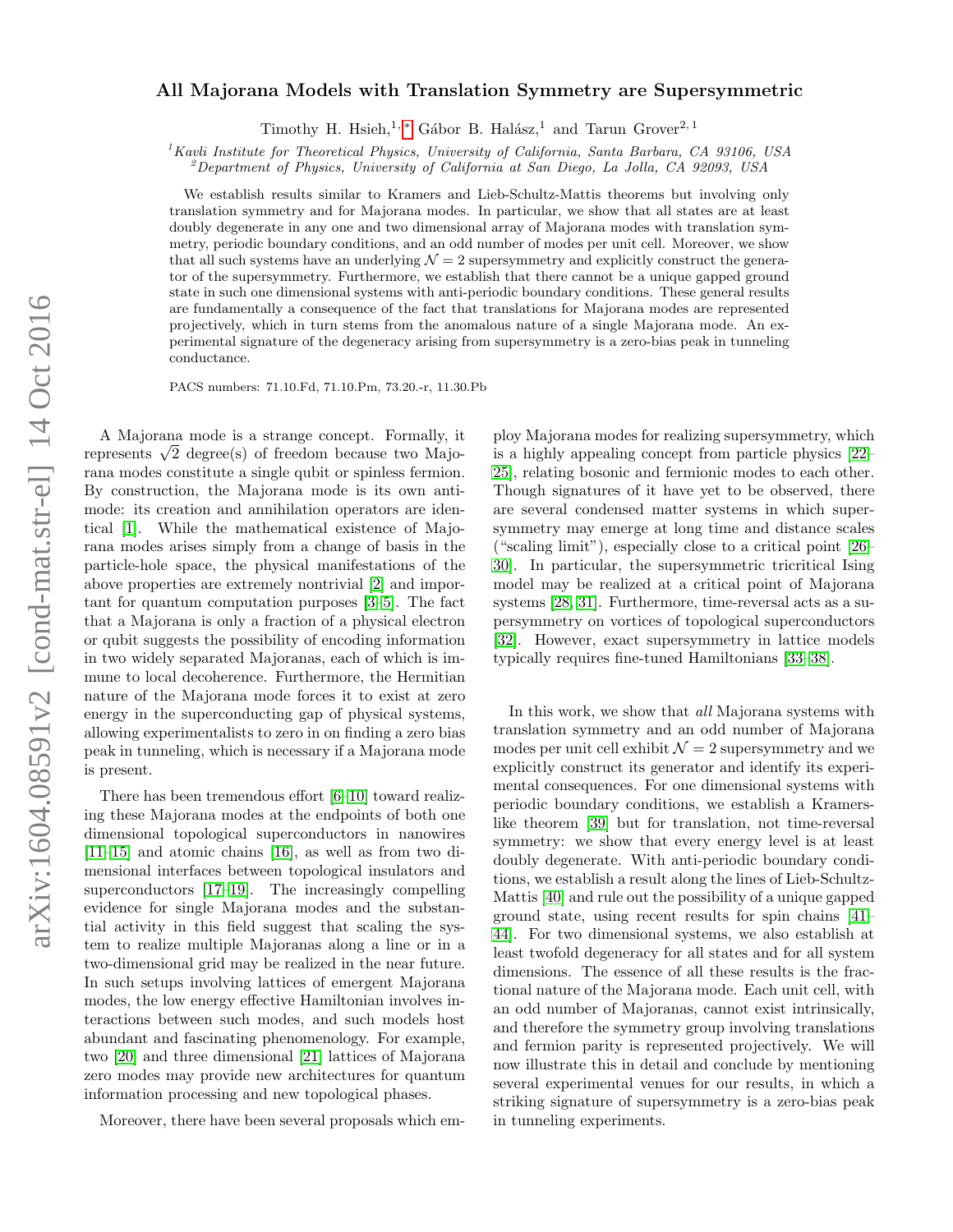# All Majorana Models with Translation Symmetry are Supersymmetric

Timothy H. Hsieh,[1,*] Gábor B. Halász,[1] and Tarun Grover[2,1]

[1] Kavli Institute for Theoretical Physics, University of California, Santa Barbara, CA 93106, USA
[2] Department of Physics, University of California at San Diego, La Jolla, CA 92093, USA

We establish results similar to Kramers and Lieb-Schultz-Mattis theorems but involving only translation symmetry and for Majorana modes. In particular, we show that all states are at least doubly degenerate in any one and two dimensional array of Majorana modes with translation symmetry, periodic boundary conditions, and an odd number of modes per unit cell. Moreover, we show that all such systems have an underlying $\mathcal{N} = 2$ supersymmetry and explicitly construct the generator of the supersymmetry. Furthermore, we establish that there cannot be a unique gapped ground state in such one dimensional systems with anti-periodic boundary conditions. These general results are fundamentally a consequence of the fact that translations for Majorana modes are represented projectively, which in turn stems from the anomalous nature of a single Majorana mode. An experimental signature of the degeneracy arising from supersymmetry is a zero-bias peak in tunneling conductance.

PACS numbers: 71.10.Fd, 71.10.Pm, 73.20.-r, 11.30.Pb

A Majorana mode is a strange concept. Formally, it represents $\sqrt{2}$ degree(s) of freedom because two Majorana modes constitute a single qubit or spinless fermion. By construction, the Majorana mode is its own antimode: its creation and annihilation operators are identical [1]. While the mathematical existence of Majorana modes arises simply from a change of basis in the particle-hole space, the physical manifestations of the above properties are extremely nontrivial [2] and important for quantum computation purposes [3–5]. The fact that a Majorana is only a fraction of a physical electron or qubit suggests the possibility of encoding information in two widely separated Majoranas, each of which is immune to local decoherence. Furthermore, the Hermitian nature of the Majorana mode forces it to exist at zero energy in the superconducting gap of physical systems, allowing experimentalists to zero in on finding a zero bias peak in tunneling, which is necessary if a Majorana mode is present.

There has been tremendous effort [6–10] toward realizing these Majorana modes at the endpoints of both one dimensional topological superconductors in nanowires [11–15] and atomic chains [16], as well as from two dimensional interfaces between topological insulators and superconductors [17–19]. The increasingly compelling evidence for single Majorana modes and the substantial activity in this field suggest that scaling the system to realize multiple Majoranas along a line or in a two-dimensional grid may be realized in the near future. In such setups involving lattices of emergent Majorana modes, the low energy effective Hamiltonian involves interactions between such modes, and such models host abundant and fascinating phenomenology. For example, two [20] and three dimensional [21] lattices of Majorana zero modes may provide new architectures for quantum information processing and new topological phases.

Moreover, there have been several proposals which employ Majorana modes for realizing supersymmetry, which is a highly appealing concept from particle physics [22–25], relating bosonic and fermionic modes to each other. Though signatures of it have yet to be observed, there are several condensed matter systems in which supersymmetry may emerge at long time and distance scales ("scaling limit"), especially close to a critical point [26–30]. In particular, the supersymmetric tricritical Ising model may be realized at a critical point of Majorana systems [28, 31]. Furthermore, time-reversal acts as a supersymmetry on vortices of topological superconductors [32]. However, exact supersymmetry in lattice models typically requires fine-tuned Hamiltonians [33–38].

In this work, we show that *all* Majorana systems with translation symmetry and an odd number of Majorana modes per unit cell exhibit $\mathcal{N} = 2$ supersymmetry and we explicitly construct its generator and identify its experimental consequences. For one dimensional systems with periodic boundary conditions, we establish a Kramers-like theorem [39] but for translation, not time-reversal symmetry: we show that every energy level is at least doubly degenerate. With anti-periodic boundary conditions, we establish a result along the lines of Lieb-Schultz-Mattis [40] and rule out the possibility of a unique gapped ground state, using recent results for spin chains [41–44]. For two dimensional systems, we also establish at least twofold degeneracy for all states and for all system dimensions. The essence of all these results is the fractional nature of the Majorana mode. Each unit cell, with an odd number of Majoranas, cannot exist intrinsically, and therefore the symmetry group involving translations and fermion parity is represented projectively. We will now illustrate this in detail and conclude by mentioning several experimental venues for our results, in which a striking signature of supersymmetry is a zero-bias peak in tunneling experiments.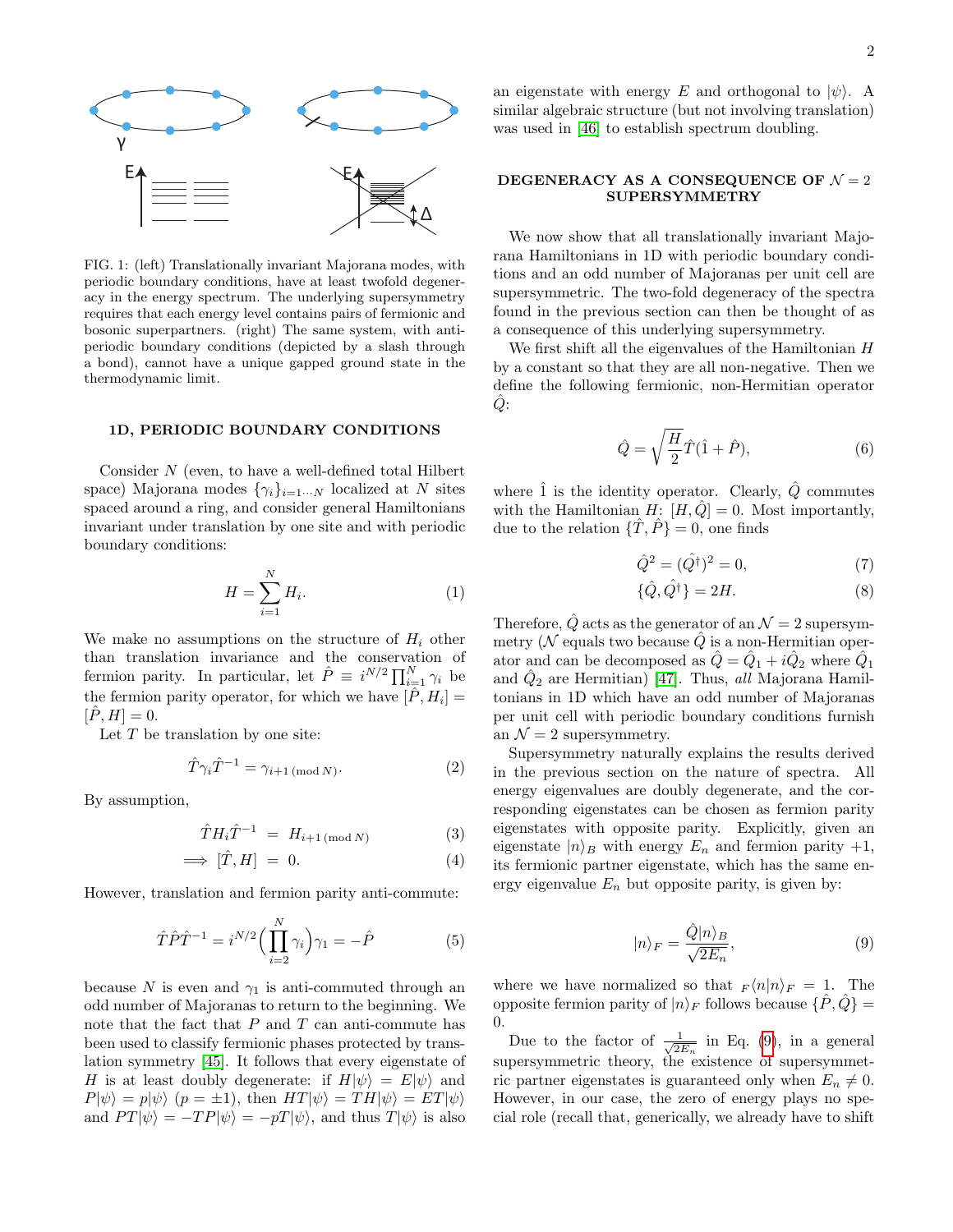FIG. 1: (left) Translationally invariant Majorana modes, with periodic boundary conditions, have at least twofold degeneracy in the energy spectrum. The underlying supersymmetry requires that each energy level contains pairs of fermionic and bosonic superpartners. (right) The same system, with antiperiodic boundary conditions (depicted by a slash through a bond), cannot have a unique gapped ground state in the thermodynamic limit.

## 1D, PERIODIC BOUNDARY CONDITIONS

Consider $N$ (even, to have a well-defined total Hilbert space) Majorana modes $\{\gamma_i\}_{i=1\cdots N}$ localized at $N$ sites spaced around a ring, and consider general Hamiltonians invariant under translation by one site and with periodic boundary conditions:

$$H = \sum_{i=1}^{N} H_i. \tag{1}$$

We make no assumptions on the structure of $H_i$ other than translation invariance and the conservation of fermion parity. In particular, let $\hat{P} \equiv i^{N/2} \prod_{i=1}^{N} \gamma_i$ be the fermion parity operator, for which we have $[\hat{P}, H_i] = [\hat{P}, H] = 0$.

Let $T$ be translation by one site:

$$\hat{T}\gamma_i\hat{T}^{-1} = \gamma_{i+1\,(\text{mod}\,N)}. \tag{2}$$

By assumption,

$$\hat{T}H_i\hat{T}^{-1} = H_{i+1\,(\text{mod}\,N)} \tag{3}$$

$$\implies [\hat{T}, H] = 0. \tag{4}$$

However, translation and fermion parity anti-commute:

$$\hat{T}\hat{P}\hat{T}^{-1} = i^{N/2}\Big(\prod_{i=2}^{N}\gamma_i\Big)\gamma_1 = -\hat{P} \tag{5}$$

because $N$ is even and $\gamma_1$ is anti-commuted through an odd number of Majoranas to return to the beginning. We note that the fact that $P$ and $T$ can anti-commute has been used to classify fermionic phases protected by translation symmetry [45]. It follows that every eigenstate of $H$ is at least doubly degenerate: if $H|\psi\rangle = E|\psi\rangle$ and $P|\psi\rangle = p|\psi\rangle$ ($p = \pm 1$), then $HT|\psi\rangle = TH|\psi\rangle = ET|\psi\rangle$ and $PT|\psi\rangle = -TP|\psi\rangle = -pT|\psi\rangle$, and thus $T|\psi\rangle$ is also an eigenstate with energy $E$ and orthogonal to $|\psi\rangle$. A similar algebraic structure (but not involving translation) was used in [46] to establish spectrum doubling.

## DEGENERACY AS A CONSEQUENCE OF $\mathcal{N} = 2$ SUPERSYMMETRY

We now show that all translationally invariant Majorana Hamiltonians in 1D with periodic boundary conditions and an odd number of Majoranas per unit cell are supersymmetric. The two-fold degeneracy of the spectra found in the previous section can then be thought of as a consequence of this underlying supersymmetry.

We first shift all the eigenvalues of the Hamiltonian $H$ by a constant so that they are all non-negative. Then we define the following fermionic, non-Hermitian operator $\hat{Q}$:

$$\hat{Q} = \sqrt{\frac{H}{2}}\hat{T}(\hat{1} + \hat{P}), \tag{6}$$

where $\hat{1}$ is the identity operator. Clearly, $\hat{Q}$ commutes with the Hamiltonian $H$: $[H, \hat{Q}] = 0$. Most importantly, due to the relation $\{\hat{T}, \hat{P}\} = 0$, one finds

$$\hat{Q}^2 = (\hat{Q}^\dagger)^2 = 0, \tag{7}$$

$$\{\hat{Q}, \hat{Q}^\dagger\} = 2H. \tag{8}$$

Therefore, $\hat{Q}$ acts as the generator of an $\mathcal{N} = 2$ supersymmetry ($\mathcal{N}$ equals two because $\hat{Q}$ is a non-Hermitian operator and can be decomposed as $\hat{Q} = \hat{Q}_1 + i\hat{Q}_2$ where $\hat{Q}_1$ and $\hat{Q}_2$ are Hermitian) [47]. Thus, *all* Majorana Hamiltonians in 1D which have an odd number of Majoranas per unit cell with periodic boundary conditions furnish an $\mathcal{N} = 2$ supersymmetry.

Supersymmetry naturally explains the results derived in the previous section on the nature of spectra. All energy eigenvalues are doubly degenerate, and the corresponding eigenstates can be chosen as fermion parity eigenstates with opposite parity. Explicitly, given an eigenstate $|n\rangle_B$ with energy $E_n$ and fermion parity $+1$, its fermionic partner eigenstate, which has the same energy eigenvalue $E_n$ but opposite parity, is given by:

$$|n\rangle_F = \frac{\hat{Q}|n\rangle_B}{\sqrt{2E_n}}, \tag{9}$$

where we have normalized so that ${}_F\langle n|n\rangle_F = 1$. The opposite fermion parity of $|n\rangle_F$ follows because $\{\hat{P}, \hat{Q}\} = 0$.

Due to the factor of $\frac{1}{\sqrt{2E_n}}$ in Eq. (9), in a general supersymmetric theory, the existence of supersymmetric partner eigenstates is guaranteed only when $E_n \neq 0$. However, in our case, the zero of energy plays no special role (recall that, generically, we already have to shift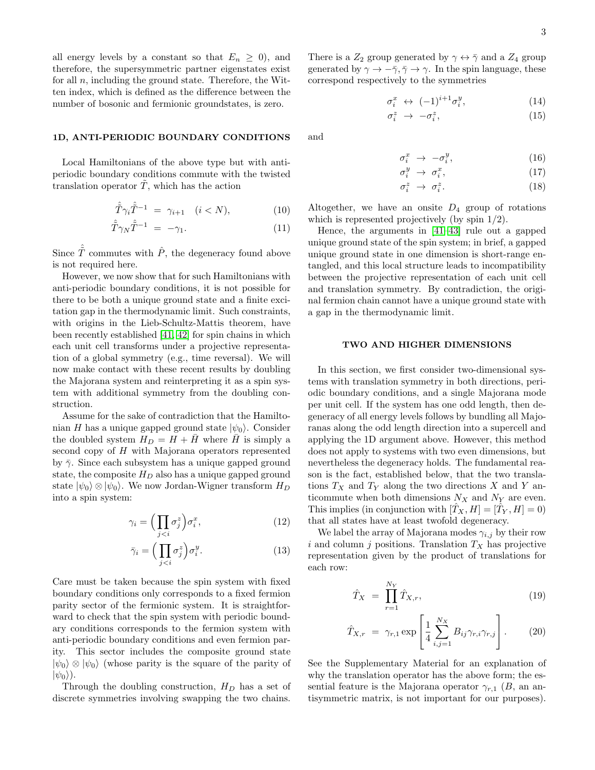all energy levels by a constant so that $E_n \geq 0$), and therefore, the supersymmetric partner eigenstates exist for all $n$, including the ground state. Therefore, the Witten index, which is defined as the difference between the number of bosonic and fermionic groundstates, is zero.

## 1D, ANTI-PERIODIC BOUNDARY CONDITIONS

Local Hamiltonians of the above type but with anti-periodic boundary conditions commute with the twisted translation operator $\tilde{T}$, which has the action

$$\hat{\tilde{T}}\gamma_i\hat{\tilde{T}}^{-1} = \gamma_{i+1} \quad (i < N), \tag{10}$$

$$\hat{\tilde{T}}\gamma_N\hat{\tilde{T}}^{-1} = -\gamma_1. \tag{11}$$

Since $\hat{\tilde{T}}$ commutes with $\hat{P}$, the degeneracy found above is not required here.

However, we now show that for such Hamiltonians with anti-periodic boundary conditions, it is not possible for there to be both a unique ground state and a finite excitation gap in the thermodynamic limit. Such constraints, with origins in the Lieb-Schultz-Mattis theorem, have been recently established [41, 42] for spin chains in which each unit cell transforms under a projective representation of a global symmetry (e.g., time reversal). We will now make contact with these recent results by doubling the Majorana system and reinterpreting it as a spin system with additional symmetry from the doubling construction.

Assume for the sake of contradiction that the Hamiltonian $H$ has a unique gapped ground state $|\psi_0\rangle$. Consider the doubled system $H_D = H + \bar{H}$ where $\bar{H}$ is simply a second copy of $H$ with Majorana operators represented by $\bar{\gamma}$. Since each subsystem has a unique gapped ground state, the composite $H_D$ also has a unique gapped ground state $|\psi_0\rangle \otimes |\psi_0\rangle$. We now Jordan-Wigner transform $H_D$ into a spin system:

$$\gamma_i = \Big(\prod_{j<i}\sigma_j^z\Big)\sigma_i^x, \tag{12}$$

$$\bar{\gamma}_i = \Big(\prod_{j<i}\sigma_j^z\Big)\sigma_i^y. \tag{13}$$

Care must be taken because the spin system with fixed boundary conditions only corresponds to a fixed fermion parity sector of the fermionic system. It is straightforward to check that the spin system with periodic boundary conditions corresponds to the fermion system with anti-periodic boundary conditions and even fermion parity. This sector includes the composite ground state $|\psi_0\rangle \otimes |\psi_0\rangle$ (whose parity is the square of the parity of $|\psi_0\rangle$).

Through the doubling construction, $H_D$ has a set of discrete symmetries involving swapping the two chains. There is a $Z_2$ group generated by $\gamma \leftrightarrow \bar{\gamma}$ and a $Z_4$ group generated by $\gamma \to -\bar{\gamma}, \bar{\gamma} \to \gamma$. In the spin language, these correspond respectively to the symmetries

$$\sigma_i^x \leftrightarrow (-1)^{i+1}\sigma_i^y, \tag{14}$$

$$\sigma_i^z \to -\sigma_i^z, \tag{15}$$

and

$$\sigma_i^x \to -\sigma_i^y, \tag{16}$$

$$\sigma_i^y \to \sigma_i^x, \tag{17}$$

$$\sigma_i^z \to \sigma_i^z. \tag{18}$$

Altogether, we have an onsite $D_4$ group of rotations which is represented projectively (by spin 1/2).

Hence, the arguments in [41–43] rule out a gapped unique ground state of the spin system; in brief, a gapped unique ground state in one dimension is short-range entangled, and this local structure leads to incompatibility between the projective representation of each unit cell and translation symmetry. By contradiction, the original fermion chain cannot have a unique ground state with a gap in the thermodynamic limit.

## TWO AND HIGHER DIMENSIONS

In this section, we first consider two-dimensional systems with translation symmetry in both directions, periodic boundary conditions, and a single Majorana mode per unit cell. If the system has one odd length, then degeneracy of all energy levels follows by bundling all Majoranas along the odd length direction into a supercell and applying the 1D argument above. However, this method does not apply to systems with two even dimensions, but nevertheless the degeneracy holds. The fundamental reason is the fact, established below, that the two translations $T_X$ and $T_Y$ along the two directions $X$ and $Y$ anticommute when both dimensions $N_X$ and $N_Y$ are even. This implies (in conjunction with $[\hat{T}_X, H] = [\hat{T}_Y, H] = 0$) that all states have at least twofold degeneracy.

We label the array of Majorana modes $\gamma_{i,j}$ by their row $i$ and column $j$ positions. Translation $T_X$ has projective representation given by the product of translations for each row:

$$\hat{T}_X = \prod_{r=1}^{N_Y}\hat{T}_{X,r}, \tag{19}$$

$$\hat{T}_{X,r} = \gamma_{r,1}\exp\left[\frac{1}{4}\sum_{i,j=1}^{N_X}B_{ij}\gamma_{r,i}\gamma_{r,j}\right]. \tag{20}$$

See the Supplementary Material for an explanation of why the translation operator has the above form; the essential feature is the Majorana operator $\gamma_{r,1}$ ($B$, an antisymmetric matrix, is not important for our purposes).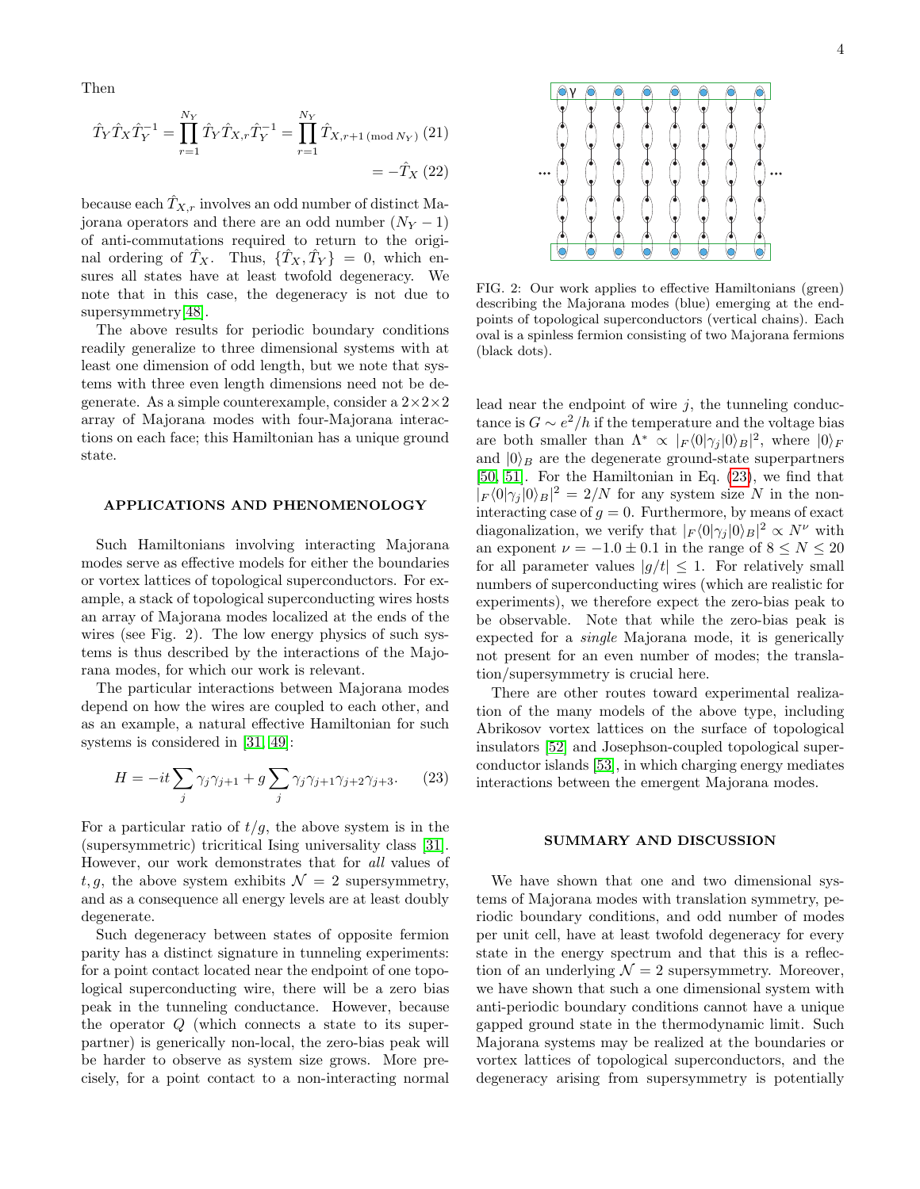Then

$$\hat{T}_Y \hat{T}_X \hat{T}_Y^{-1} = \prod_{r=1}^{N_Y} \hat{T}_Y \hat{T}_{X,r} \hat{T}_Y^{-1} = \prod_{r=1}^{N_Y} \hat{T}_{X,r+1\,(\mathrm{mod}\,N_Y)} \quad (21)$$

$$= -\hat{T}_X \quad (22)$$

because each $\hat{T}_{X,r}$ involves an odd number of distinct Majorana operators and there are an odd number $(N_Y - 1)$ of anti-commutations required to return to the original ordering of $\hat{T}_X$. Thus, $\{\hat{T}_X, \hat{T}_Y\} = 0$, which ensures all states have at least twofold degeneracy. We note that in this case, the degeneracy is not due to supersymmetry[48].

The above results for periodic boundary conditions readily generalize to three dimensional systems with at least one dimension of odd length, but we note that systems with three even length dimensions need not be degenerate. As a simple counterexample, consider a $2\times2\times2$ array of Majorana modes with four-Majorana interactions on each face; this Hamiltonian has a unique ground state.

## APPLICATIONS AND PHENOMENOLOGY

Such Hamiltonians involving interacting Majorana modes serve as effective models for either the boundaries or vortex lattices of topological superconductors. For example, a stack of topological superconducting wires hosts an array of Majorana modes localized at the ends of the wires (see Fig. 2). The low energy physics of such systems is thus described by the interactions of the Majorana modes, for which our work is relevant.

The particular interactions between Majorana modes depend on how the wires are coupled to each other, and as an example, a natural effective Hamiltonian for such systems is considered in [31, 49]:

$$H = -it\sum_j \gamma_j \gamma_{j+1} + g\sum_j \gamma_j \gamma_{j+1} \gamma_{j+2} \gamma_{j+3}. \quad (23)$$

For a particular ratio of $t/g$, the above system is in the (supersymmetric) tricritical Ising universality class [31]. However, our work demonstrates that for *all* values of $t, g$, the above system exhibits $\mathcal{N} = 2$ supersymmetry, and as a consequence all energy levels are at least doubly degenerate.

Such degeneracy between states of opposite fermion parity has a distinct signature in tunneling experiments: for a point contact located near the endpoint of one topological superconducting wire, there will be a zero bias peak in the tunneling conductance. However, because the operator $Q$ (which connects a state to its superpartner) is generically non-local, the zero-bias peak will be harder to observe as system size grows. More precisely, for a point contact to a non-interacting normal lead near the endpoint of wire $j$, the tunneling conductance is $G \sim e^2/h$ if the temperature and the voltage bias are both smaller than $\Lambda^* \propto |_F\langle 0|\gamma_j|0\rangle_B|^2$, where $|0\rangle_F$ and $|0\rangle_B$ are the degenerate ground-state superpartners [50, 51]. For the Hamiltonian in Eq. (23), we find that $|_F\langle 0|\gamma_j|0\rangle_B|^2 = 2/N$ for any system size $N$ in the non-interacting case of $g = 0$. Furthermore, by means of exact diagonalization, we verify that $|_F\langle 0|\gamma_j|0\rangle_B|^2 \propto N^\nu$ with an exponent $\nu = -1.0 \pm 0.1$ in the range of $8 \le N \le 20$ for all parameter values $|g/t| \le 1$. For relatively small numbers of superconducting wires (which are realistic for experiments), we therefore expect the zero-bias peak to be observable. Note that while the zero-bias peak is expected for a *single* Majorana mode, it is generically not present for an even number of modes; the translation/supersymmetry is crucial here.

FIG. 2: Our work applies to effective Hamiltonians (green) describing the Majorana modes (blue) emerging at the endpoints of topological superconductors (vertical chains). Each oval is a spinless fermion consisting of two Majorana fermions (black dots).

There are other routes toward experimental realization of the many models of the above type, including Abrikosov vortex lattices on the surface of topological insulators [52] and Josephson-coupled topological superconductor islands [53], in which charging energy mediates interactions between the emergent Majorana modes.

## SUMMARY AND DISCUSSION

We have shown that one and two dimensional systems of Majorana modes with translation symmetry, periodic boundary conditions, and odd number of modes per unit cell, have at least twofold degeneracy for every state in the energy spectrum and that this is a reflection of an underlying $\mathcal{N} = 2$ supersymmetry. Moreover, we have shown that such a one dimensional system with anti-periodic boundary conditions cannot have a unique gapped ground state in the thermodynamic limit. Such Majorana systems may be realized at the boundaries or vortex lattices of topological superconductors, and the degeneracy arising from supersymmetry is potentially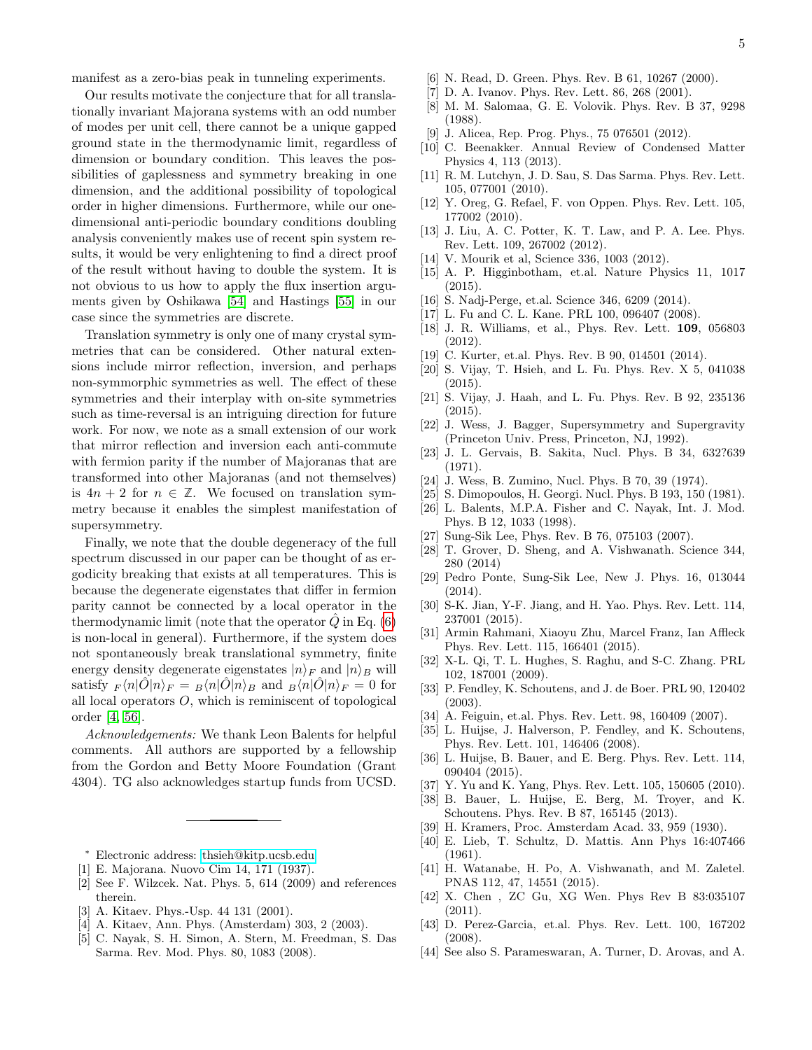manifest as a zero-bias peak in tunneling experiments.

Our results motivate the conjecture that for all translationally invariant Majorana systems with an odd number of modes per unit cell, there cannot be a unique gapped ground state in the thermodynamic limit, regardless of dimension or boundary condition. This leaves the possibilities of gaplessness and symmetry breaking in one dimension, and the additional possibility of topological order in higher dimensions. Furthermore, while our one-dimensional anti-periodic boundary conditions doubling analysis conveniently makes use of recent spin system results, it would be very enlightening to find a direct proof of the result without having to double the system. It is not obvious to us how to apply the flux insertion arguments given by Oshikawa [54] and Hastings [55] in our case since the symmetries are discrete.

Translation symmetry is only one of many crystal symmetries that can be considered. Other natural extensions include mirror reflection, inversion, and perhaps non-symmorphic symmetries as well. The effect of these symmetries and their interplay with on-site symmetries such as time-reversal is an intriguing direction for future work. For now, we note as a small extension of our work that mirror reflection and inversion each anti-commute with fermion parity if the number of Majoranas that are transformed into other Majoranas (and not themselves) is $4n + 2$ for $n \in \mathbb{Z}$. We focused on translation symmetry because it enables the simplest manifestation of supersymmetry.

Finally, we note that the double degeneracy of the full spectrum discussed in our paper can be thought of as ergodicity breaking that exists at all temperatures. This is because the degenerate eigenstates that differ in fermion parity cannot be connected by a local operator in the thermodynamic limit (note that the operator $\hat{Q}$ in Eq. (6) is non-local in general). Furthermore, if the system does not spontaneously break translational symmetry, finite energy density degenerate eigenstates $|n\rangle_F$ and $|n\rangle_B$ will satisfy ${}_F\langle n|\hat{O}|n\rangle_F = {}_B\langle n|\hat{O}|n\rangle_B$ and ${}_B\langle n|\hat{O}|n\rangle_F = 0$ for all local operators $O$, which is reminiscent of topological order [4, 56].

*Acknowledgements:* We thank Leon Balents for helpful comments. All authors are supported by a fellowship from the Gordon and Betty Moore Foundation (Grant 4304). TG also acknowledges startup funds from UCSD.

---

* Electronic address: thsieh@kitp.ucsb.edu

[1] E. Majorana. Nuovo Cim 14, 171 (1937).
[2] See F. Wilzcek. Nat. Phys. 5, 614 (2009) and references therein.
[3] A. Kitaev. Phys.-Usp. 44 131 (2001).
[4] A. Kitaev, Ann. Phys. (Amsterdam) 303, 2 (2003).
[5] C. Nayak, S. H. Simon, A. Stern, M. Freedman, S. Das Sarma. Rev. Mod. Phys. 80, 1083 (2008).
[6] N. Read, D. Green. Phys. Rev. B 61, 10267 (2000).
[7] D. A. Ivanov. Phys. Rev. Lett. 86, 268 (2001).
[8] M. M. Salomaa, G. E. Volovik. Phys. Rev. B 37, 9298 (1988).
[9] J. Alicea, Rep. Prog. Phys., 75 076501 (2012).
[10] C. Beenakker. Annual Review of Condensed Matter Physics 4, 113 (2013).
[11] R. M. Lutchyn, J. D. Sau, S. Das Sarma. Phys. Rev. Lett. 105, 077001 (2010).
[12] Y. Oreg, G. Refael, F. von Oppen. Phys. Rev. Lett. 105, 177002 (2010).
[13] J. Liu, A. C. Potter, K. T. Law, and P. A. Lee. Phys. Rev. Lett. 109, 267002 (2012).
[14] V. Mourik et al, Science 336, 1003 (2012).
[15] A. P. Higginbotham, et.al. Nature Physics 11, 1017 (2015).
[16] S. Nadj-Perge, et.al. Science 346, 6209 (2014).
[17] L. Fu and C. L. Kane. PRL 100, 096407 (2008).
[18] J. R. Williams, et al., Phys. Rev. Lett. **109**, 056803 (2012).
[19] C. Kurter, et.al. Phys. Rev. B 90, 014501 (2014).
[20] S. Vijay, T. Hsieh, and L. Fu. Phys. Rev. X 5, 041038 (2015).
[21] S. Vijay, J. Haah, and L. Fu. Phys. Rev. B 92, 235136 (2015).
[22] J. Wess, J. Bagger, Supersymmetry and Supergravity (Princeton Univ. Press, Princeton, NJ, 1992).
[23] J. L. Gervais, B. Sakita, Nucl. Phys. B 34, 632?639 (1971).
[24] J. Wess, B. Zumino, Nucl. Phys. B 70, 39 (1974).
[25] S. Dimopoulos, H. Georgi. Nucl. Phys. B 193, 150 (1981).
[26] L. Balents, M.P.A. Fisher and C. Nayak, Int. J. Mod. Phys. B 12, 1033 (1998).
[27] Sung-Sik Lee, Phys. Rev. B 76, 075103 (2007).
[28] T. Grover, D. Sheng, and A. Vishwanath. Science 344, 280 (2014)
[29] Pedro Ponte, Sung-Sik Lee, New J. Phys. 16, 013044 (2014).
[30] S-K. Jian, Y-F. Jiang, and H. Yao. Phys. Rev. Lett. 114, 237001 (2015).
[31] Armin Rahmani, Xiaoyu Zhu, Marcel Franz, Ian Affleck Phys. Rev. Lett. 115, 166401 (2015).
[32] X-L. Qi, T. L. Hughes, S. Raghu, and S-C. Zhang. PRL 102, 187001 (2009).
[33] P. Fendley, K. Schoutens, and J. de Boer. PRL 90, 120402 (2003).
[34] A. Feiguin, et.al. Phys. Rev. Lett. 98, 160409 (2007).
[35] L. Huijse, J. Halverson, P. Fendley, and K. Schoutens, Phys. Rev. Lett. 101, 146406 (2008).
[36] L. Huijse, B. Bauer, and E. Berg. Phys. Rev. Lett. 114, 090404 (2015).
[37] Y. Yu and K. Yang, Phys. Rev. Lett. 105, 150605 (2010).
[38] B. Bauer, L. Huijse, E. Berg, M. Troyer, and K. Schoutens. Phys. Rev. B 87, 165145 (2013).
[39] H. Kramers, Proc. Amsterdam Acad. 33, 959 (1930).
[40] E. Lieb, T. Schultz, D. Mattis. Ann Phys 16:407466 (1961).
[41] H. Watanabe, H. Po, A. Vishwanath, and M. Zaletel. PNAS 112, 47, 14551 (2015).
[42] X. Chen , ZC Gu, XG Wen. Phys Rev B 83:035107 (2011).
[43] D. Perez-Garcia, et.al. Phys. Rev. Lett. 100, 167202 (2008).
[44] See also S. Parameswaran, A. Turner, D. Arovas, and A.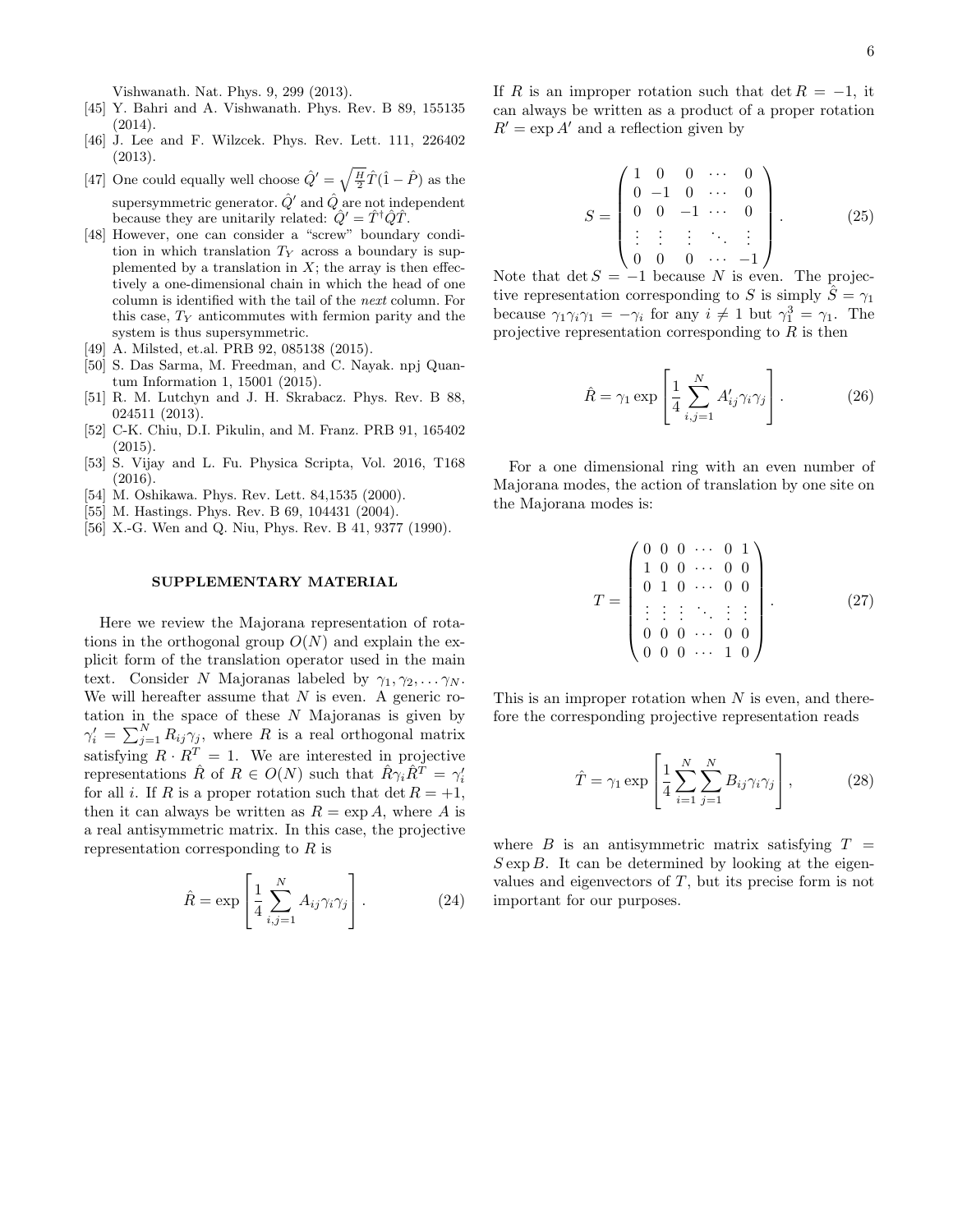Vishwanath. Nat. Phys. 9, 299 (2013).

[45] Y. Bahri and A. Vishwanath. Phys. Rev. B 89, 155135 (2014).

[46] J. Lee and F. Wilzcek. Phys. Rev. Lett. 111, 226402 (2013).

[47] One could equally well choose $\hat{Q}' = \sqrt{\frac{H}{2}}\hat{T}(\hat{1} - \hat{P})$ as the supersymmetric generator. $\hat{Q}'$ and $\hat{Q}$ are not independent because they are unitarily related: $\hat{Q}' = \hat{T}^{\dagger}\hat{Q}\hat{T}$.

[48] However, one can consider a "screw" boundary condition in which translation $T_Y$ across a boundary is supplemented by a translation in $X$; the array is then effectively a one-dimensional chain in which the head of one column is identified with the tail of the *next* column. For this case, $T_Y$ anticommutes with fermion parity and the system is thus supersymmetric.

[49] A. Milsted, et.al. PRB 92, 085138 (2015).

[50] S. Das Sarma, M. Freedman, and C. Nayak. npj Quantum Information 1, 15001 (2015).

[51] R. M. Lutchyn and J. H. Skrabacz. Phys. Rev. B 88, 024511 (2013).

[52] C-K. Chiu, D.I. Pikulin, and M. Franz. PRB 91, 165402 (2015).

[53] S. Vijay and L. Fu. Physica Scripta, Vol. 2016, T168 (2016).

[54] M. Oshikawa. Phys. Rev. Lett. 84,1535 (2000).

[55] M. Hastings. Phys. Rev. B 69, 104431 (2004).

[56] X.-G. Wen and Q. Niu, Phys. Rev. B 41, 9377 (1990).

## SUPPLEMENTARY MATERIAL

Here we review the Majorana representation of rotations in the orthogonal group $O(N)$ and explain the explicit form of the translation operator used in the main text. Consider $N$ Majoranas labeled by $\gamma_1, \gamma_2, \ldots \gamma_N$. We will hereafter assume that $N$ is even. A generic rotation in the space of these $N$ Majoranas is given by $\gamma_i' = \sum_{j=1}^{N} R_{ij}\gamma_j$, where $R$ is a real orthogonal matrix satisfying $R \cdot R^T = 1$. We are interested in projective representations $\hat{R}$ of $R \in O(N)$ such that $\hat{R}\gamma_i\hat{R}^T = \gamma_i'$ for all $i$. If $R$ is a proper rotation such that $\det R = +1$, then it can always be written as $R = \exp A$, where $A$ is a real antisymmetric matrix. In this case, the projective representation corresponding to $R$ is

$$\hat{R} = \exp\left[\frac{1}{4}\sum_{i,j=1}^{N} A_{ij}\gamma_i\gamma_j\right]. \tag{24}$$

If $R$ is an improper rotation such that $\det R = -1$, it can always be written as a product of a proper rotation $R' = \exp A'$ and a reflection given by

$$S = \begin{pmatrix} 1 & 0 & 0 & \cdots & 0 \\ 0 & -1 & 0 & \cdots & 0 \\ 0 & 0 & -1 & \cdots & 0 \\ \vdots & \vdots & \vdots & \ddots & \vdots \\ 0 & 0 & 0 & \cdots & -1 \end{pmatrix}. \tag{25}$$

Note that $\det S = -1$ because $N$ is even. The projective representation corresponding to $S$ is simply $\hat{S} = \gamma_1$ because $\gamma_1\gamma_i\gamma_1 = -\gamma_i$ for any $i \neq 1$ but $\gamma_1^3 = \gamma_1$. The projective representation corresponding to $R$ is then

$$\hat{R} = \gamma_1 \exp\left[\frac{1}{4}\sum_{i,j=1}^{N} A'_{ij}\gamma_i\gamma_j\right]. \tag{26}$$

For a one dimensional ring with an even number of Majorana modes, the action of translation by one site on the Majorana modes is:

$$T = \begin{pmatrix} 0 & 0 & 0 & \cdots & 0 & 1 \\ 1 & 0 & 0 & \cdots & 0 & 0 \\ 0 & 1 & 0 & \cdots & 0 & 0 \\ \vdots & \vdots & \vdots & \ddots & \vdots & \vdots \\ 0 & 0 & 0 & \cdots & 0 & 0 \\ 0 & 0 & 0 & \cdots & 1 & 0 \end{pmatrix}. \tag{27}$$

This is an improper rotation when $N$ is even, and therefore the corresponding projective representation reads

$$\hat{T} = \gamma_1 \exp\left[\frac{1}{4}\sum_{i=1}^{N}\sum_{j=1}^{N} B_{ij}\gamma_i\gamma_j\right], \tag{28}$$

where $B$ is an antisymmetric matrix satisfying $T = S \exp B$. It can be determined by looking at the eigenvalues and eigenvectors of $T$, but its precise form is not important for our purposes.